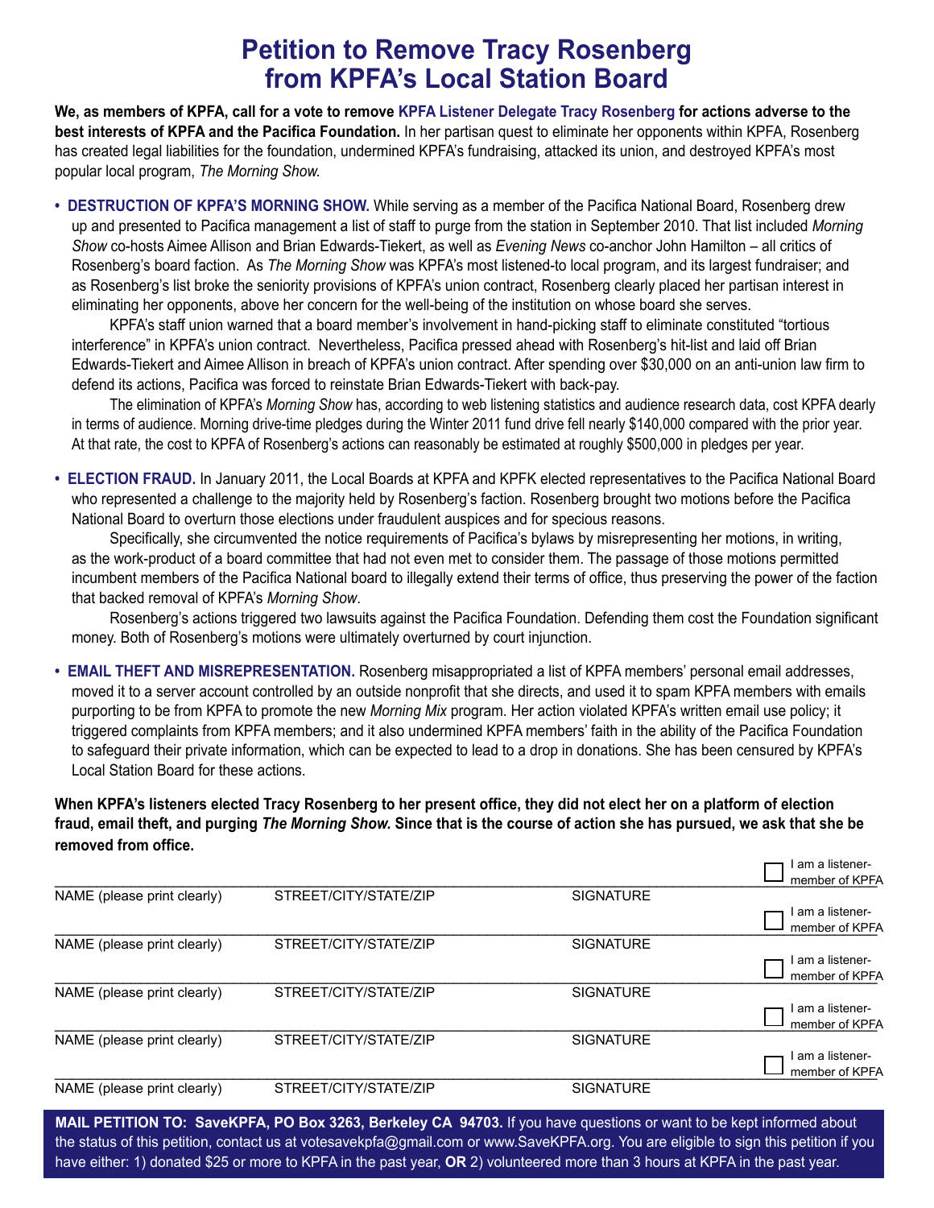# Petition to Remove Tracy Rosenberg from KPFA's Local Station Board

**We, as members of KPFA, call for a vote to remove KPFA Listener Delegate Tracy Rosenberg for actions adverse to the best interests of KPFA and the Pacifica Foundation.** In her partisan quest to eliminate her opponents within KPFA, Rosenberg has created legal liabilities for the foundation, undermined KPFA's fundraising, attacked its union, and destroyed KPFA's most popular local program, *The Morning Show.*

- **DESTRUCTION OF KPFA'S MORNING SHOW.** While serving as a member of the Pacifica National Board, Rosenberg drew up and presented to Pacifica management a list of staff to purge from the station in September 2010. That list included *Morning Show* co-hosts Aimee Allison and Brian Edwards-Tiekert, as well as *Evening News* co-anchor John Hamilton – all critics of Rosenberg's board faction. As *The Morning Show* was KPFA's most listened-to local program, and its largest fundraiser; and as Rosenberg's list broke the seniority provisions of KPFA's union contract, Rosenberg clearly placed her partisan interest in eliminating her opponents, above her concern for the well-being of the institution on whose board she serves.

  KPFA's staff union warned that a board member's involvement in hand-picking staff to eliminate constituted "tortious interference" in KPFA's union contract. Nevertheless, Pacifica pressed ahead with Rosenberg's hit-list and laid off Brian Edwards-Tiekert and Aimee Allison in breach of KPFA's union contract. After spending over $30,000 on an anti-union law firm to defend its actions, Pacifica was forced to reinstate Brian Edwards-Tiekert with back-pay.

  The elimination of KPFA's *Morning Show* has, according to web listening statistics and audience research data, cost KPFA dearly in terms of audience. Morning drive-time pledges during the Winter 2011 fund drive fell nearly $140,000 compared with the prior year. At that rate, the cost to KPFA of Rosenberg's actions can reasonably be estimated at roughly $500,000 in pledges per year.

- **ELECTION FRAUD.** In January 2011, the Local Boards at KPFA and KPFK elected representatives to the Pacifica National Board who represented a challenge to the majority held by Rosenberg's faction. Rosenberg brought two motions before the Pacifica National Board to overturn those elections under fraudulent auspices and for specious reasons.

  Specifically, she circumvented the notice requirements of Pacifica's bylaws by misrepresenting her motions, in writing, as the work-product of a board committee that had not even met to consider them. The passage of those motions permitted incumbent members of the Pacifica National board to illegally extend their terms of office, thus preserving the power of the faction that backed removal of KPFA's *Morning Show*.

  Rosenberg's actions triggered two lawsuits against the Pacifica Foundation. Defending them cost the Foundation significant money. Both of Rosenberg's motions were ultimately overturned by court injunction.

- **EMAIL THEFT AND MISREPRESENTATION.** Rosenberg misappropriated a list of KPFA members' personal email addresses, moved it to a server account controlled by an outside nonprofit that she directs, and used it to spam KPFA members with emails purporting to be from KPFA to promote the new *Morning Mix* program. Her action violated KPFA's written email use policy; it triggered complaints from KPFA members; and it also undermined KPFA members' faith in the ability of the Pacifica Foundation to safeguard their private information, which can be expected to lead to a drop in donations. She has been censured by KPFA's Local Station Board for these actions.

**When KPFA's listeners elected Tracy Rosenberg to her present office, they did not elect her on a platform of election fraud, email theft, and purging *The Morning Show.* Since that is the course of action she has pursued, we ask that she be removed from office.**

| NAME (please print clearly) | STREET/CITY/STATE/ZIP | SIGNATURE | ☐ I am a listener-member of KPFA |
|---|---|---|---|
| NAME (please print clearly) | STREET/CITY/STATE/ZIP | SIGNATURE | ☐ I am a listener-member of KPFA |
| NAME (please print clearly) | STREET/CITY/STATE/ZIP | SIGNATURE | ☐ I am a listener-member of KPFA |
| NAME (please print clearly) | STREET/CITY/STATE/ZIP | SIGNATURE | ☐ I am a listener-member of KPFA |
| NAME (please print clearly) | STREET/CITY/STATE/ZIP | SIGNATURE | ☐ I am a listener-member of KPFA |

**MAIL PETITION TO: SaveKPFA, PO Box 3263, Berkeley CA 94703.** If you have questions or want to be kept informed about the status of this petition, contact us at votesavekpfa@gmail.com or www.SaveKPFA.org. You are eligible to sign this petition if you have either: 1) donated $25 or more to KPFA in the past year, **OR** 2) volunteered more than 3 hours at KPFA in the past year.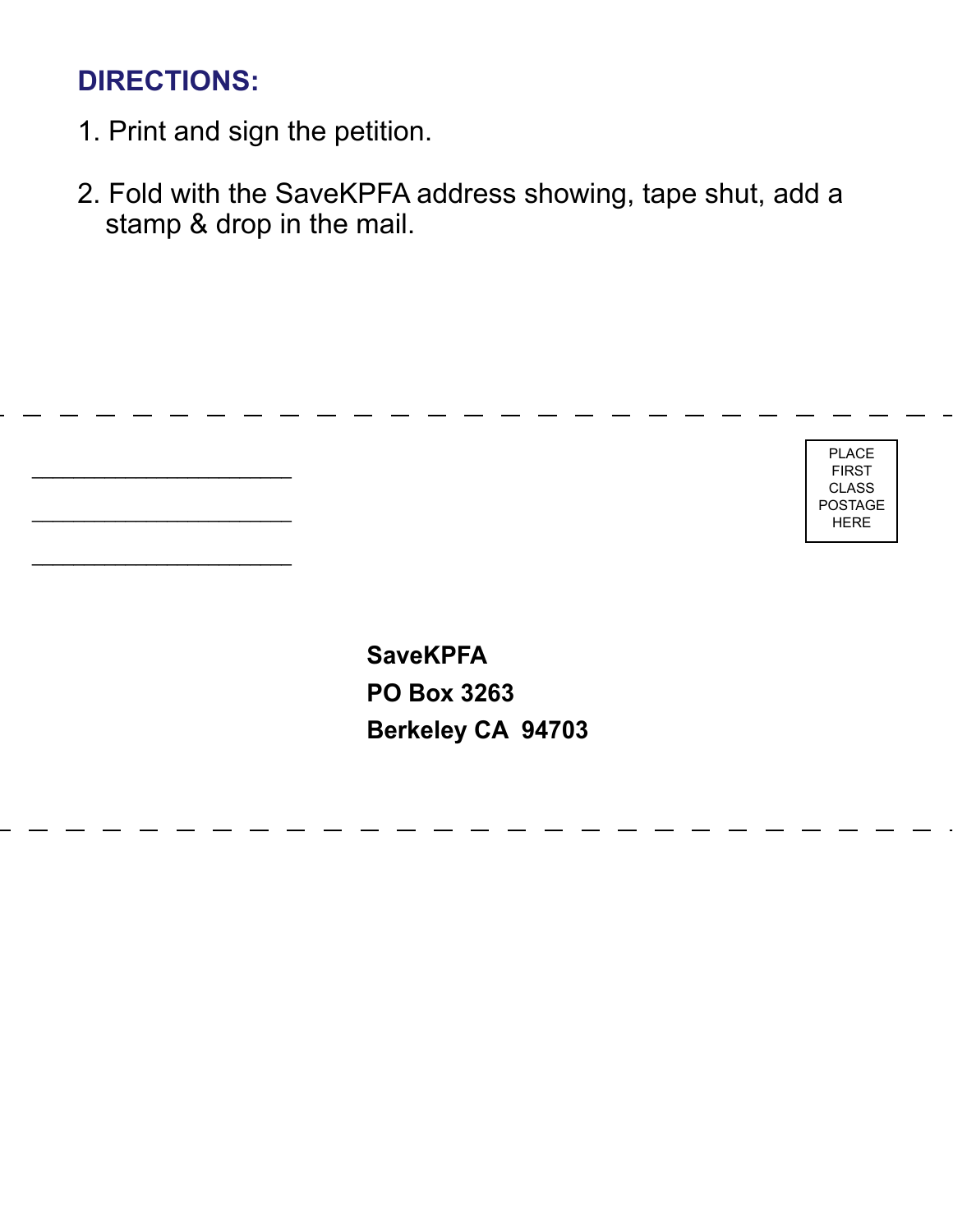**DIRECTIONS:**

1. Print and sign the petition.

2. Fold with the SaveKPFA address showing, tape shut, add a stamp & drop in the mail.

---

\_\_\_\_\_\_\_\_\_\_\_\_\_\_\_\_\_\_\_\_\_\_\_\_

\_\_\_\_\_\_\_\_\_\_\_\_\_\_\_\_\_\_\_\_\_\_\_\_

\_\_\_\_\_\_\_\_\_\_\_\_\_\_\_\_\_\_\_\_\_\_\_\_

PLACE FIRST CLASS POSTAGE HERE

**SaveKPFA**
**PO Box 3263**
**Berkeley CA 94703**

---